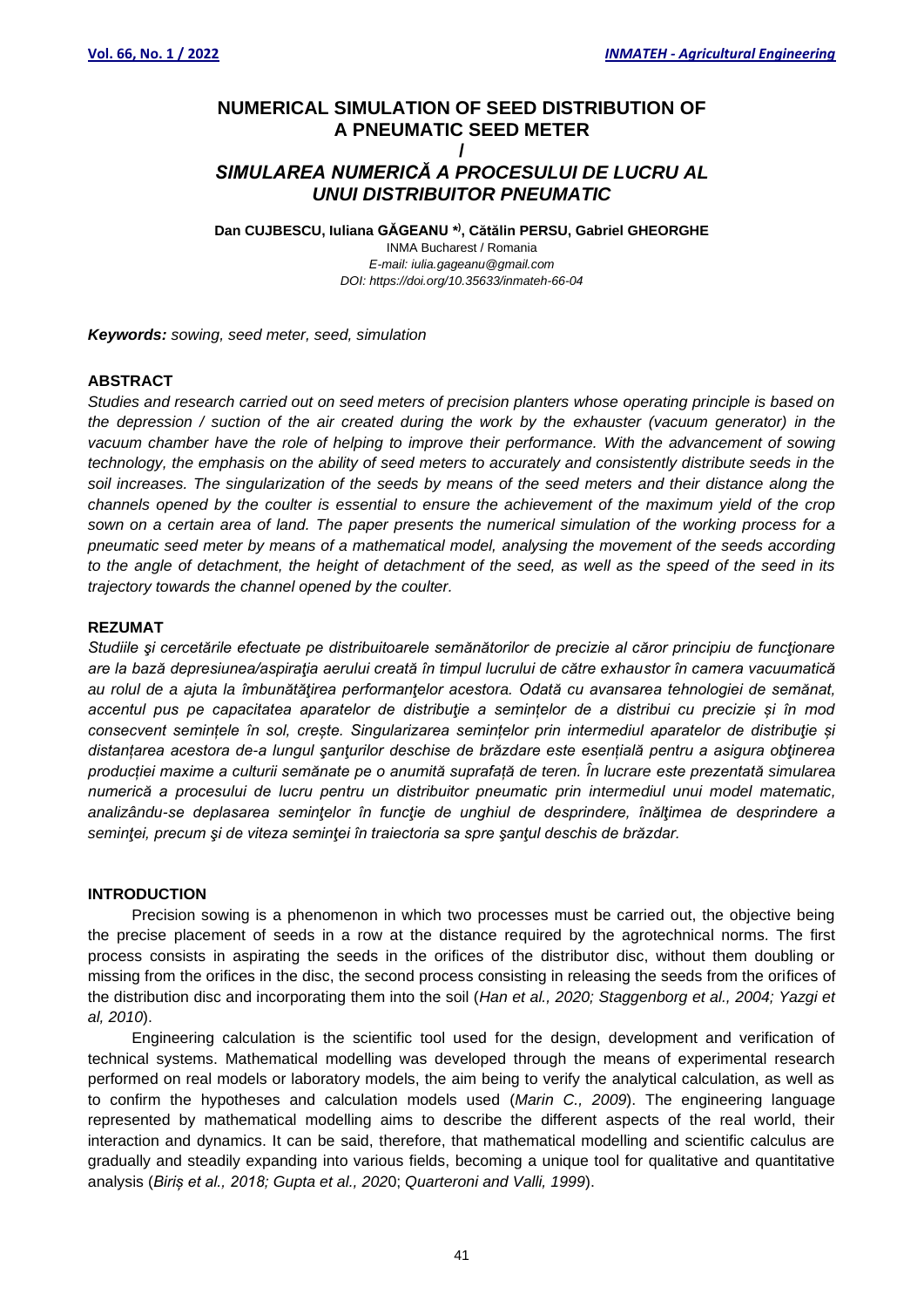# NUMERICAL SIMULATION OF SEED DISTRIBUTION OF A PNEUMATIC SEED METER

/

# *SIMULAREA NUMERICĂ A PROCESULUI DE LUCRU AL UNUI DISTRIBUITOR PNEUMATIC*

**Dan CUJBESCU, Iuliana GĂGEANU \*), Cătălin PERSU, Gabriel GHEORGHE**

INMA Bucharest / Romania

*E-mail: iulia.gageanu@gmail.com*

*DOI: https://doi.org/10.35633/inmateh-66-04*

***Keywords:*** *sowing, seed meter, seed, simulation*

## ABSTRACT

*Studies and research carried out on seed meters of precision planters whose operating principle is based on the depression / suction of the air created during the work by the exhauster (vacuum generator) in the vacuum chamber have the role of helping to improve their performance. With the advancement of sowing technology, the emphasis on the ability of seed meters to accurately and consistently distribute seeds in the soil increases. The singularization of the seeds by means of the seed meters and their distance along the channels opened by the coulter is essential to ensure the achievement of the maximum yield of the crop sown on a certain area of land. The paper presents the numerical simulation of the working process for a pneumatic seed meter by means of a mathematical model, analysing the movement of the seeds according to the angle of detachment, the height of detachment of the seed, as well as the speed of the seed in its trajectory towards the channel opened by the coulter.*

## REZUMAT

*Studiile şi cercetările efectuate pe distribuitoarele semănătorilor de precizie al căror principiu de funcţionare are la bază depresiunea/aspiraţia aerului creată în timpul lucrului de către exhaustor în camera vacuumatică au rolul de a ajuta la îmbunătăţirea performanţelor acestora. Odată cu avansarea tehnologiei de semănat, accentul pus pe capacitatea aparatelor de distribuţie a semințelor de a distribui cu precizie și în mod consecvent semințele în sol, crește. Singularizarea semințelor prin intermediul aparatelor de distribuţie și distanțarea acestora de-a lungul şanţurilor deschise de brăzdare este esențială pentru a asigura obţinerea producției maxime a culturii semănate pe o anumită suprafață de teren. În lucrare este prezentată simularea numerică a procesului de lucru pentru un distribuitor pneumatic prin intermediul unui model matematic, analizându-se deplasarea seminţelor în funcţie de unghiul de desprindere, înălţimea de desprindere a seminţei, precum şi de viteza seminţei în traiectoria sa spre şanţul deschis de brăzdar.*

## INTRODUCTION

Precision sowing is a phenomenon in which two processes must be carried out, the objective being the precise placement of seeds in a row at the distance required by the agrotechnical norms. The first process consists in aspirating the seeds in the orifices of the distributor disc, without them doubling or missing from the orifices in the disc, the second process consisting in releasing the seeds from the orifices of the distribution disc and incorporating them into the soil (*Han et al., 2020; Staggenborg et al., 2004; Yazgi et al, 2010*).

Engineering calculation is the scientific tool used for the design, development and verification of technical systems. Mathematical modelling was developed through the means of experimental research performed on real models or laboratory models, the aim being to verify the analytical calculation, as well as to confirm the hypotheses and calculation models used (*Marin C., 2009*). The engineering language represented by mathematical modelling aims to describe the different aspects of the real world, their interaction and dynamics. It can be said, therefore, that mathematical modelling and scientific calculus are gradually and steadily expanding into various fields, becoming a unique tool for qualitative and quantitative analysis (*Biriș et al., 2018; Gupta et al., 2020*; *Quarteroni and Valli, 1999*).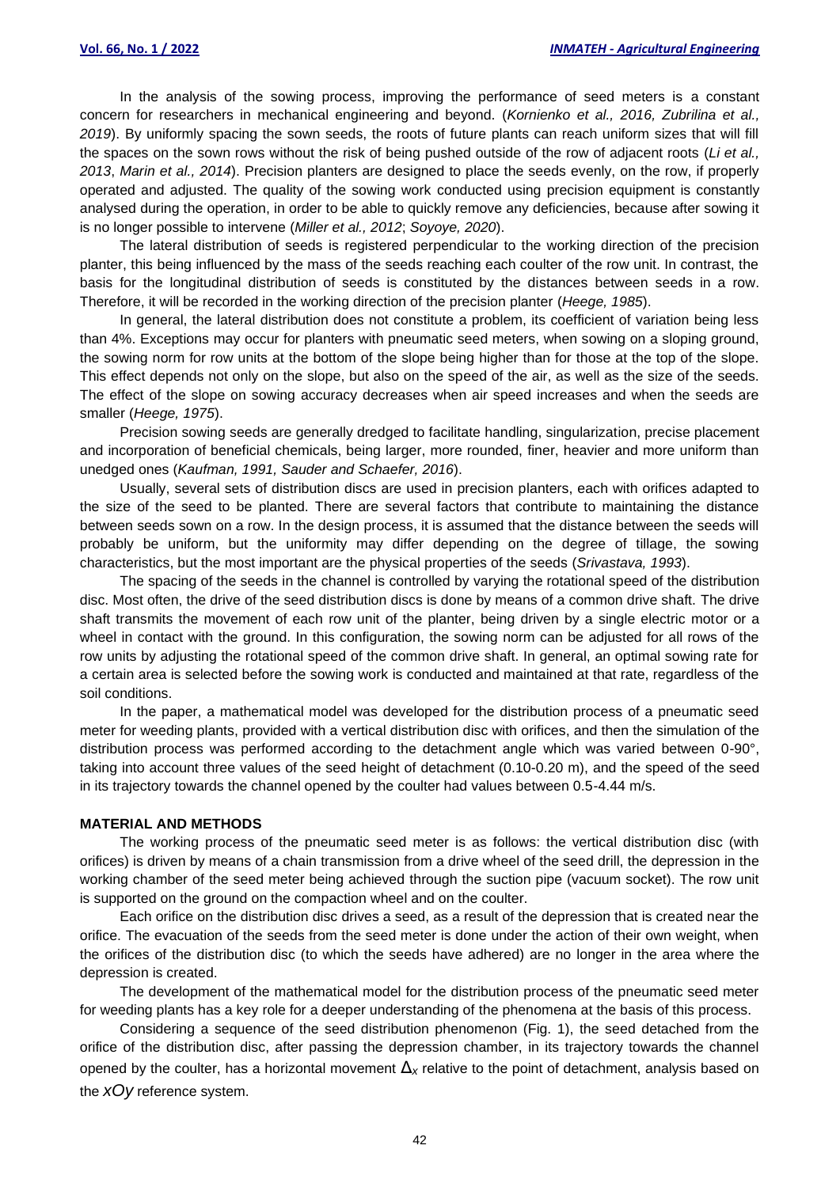In the analysis of the sowing process, improving the performance of seed meters is a constant concern for researchers in mechanical engineering and beyond. (*Kornienko et al., 2016, Zubrilina et al., 2019*). By uniformly spacing the sown seeds, the roots of future plants can reach uniform sizes that will fill the spaces on the sown rows without the risk of being pushed outside of the row of adjacent roots (*Li et al., 2013*, *Marin et al., 2014*). Precision planters are designed to place the seeds evenly, on the row, if properly operated and adjusted. The quality of the sowing work conducted using precision equipment is constantly analysed during the operation, in order to be able to quickly remove any deficiencies, because after sowing it is no longer possible to intervene (*Miller et al., 2012*; *Soyoye, 2020*).

The lateral distribution of seeds is registered perpendicular to the working direction of the precision planter, this being influenced by the mass of the seeds reaching each coulter of the row unit. In contrast, the basis for the longitudinal distribution of seeds is constituted by the distances between seeds in a row. Therefore, it will be recorded in the working direction of the precision planter (*Heege, 1985*).

In general, the lateral distribution does not constitute a problem, its coefficient of variation being less than 4%. Exceptions may occur for planters with pneumatic seed meters, when sowing on a sloping ground, the sowing norm for row units at the bottom of the slope being higher than for those at the top of the slope. This effect depends not only on the slope, but also on the speed of the air, as well as the size of the seeds. The effect of the slope on sowing accuracy decreases when air speed increases and when the seeds are smaller (*Heege, 1975*).

Precision sowing seeds are generally dredged to facilitate handling, singularization, precise placement and incorporation of beneficial chemicals, being larger, more rounded, finer, heavier and more uniform than unedged ones (*Kaufman, 1991, Sauder and Schaefer, 2016*).

Usually, several sets of distribution discs are used in precision planters, each with orifices adapted to the size of the seed to be planted. There are several factors that contribute to maintaining the distance between seeds sown on a row. In the design process, it is assumed that the distance between the seeds will probably be uniform, but the uniformity may differ depending on the degree of tillage, the sowing characteristics, but the most important are the physical properties of the seeds (*Srivastava, 1993*).

The spacing of the seeds in the channel is controlled by varying the rotational speed of the distribution disc. Most often, the drive of the seed distribution discs is done by means of a common drive shaft. The drive shaft transmits the movement of each row unit of the planter, being driven by a single electric motor or a wheel in contact with the ground. In this configuration, the sowing norm can be adjusted for all rows of the row units by adjusting the rotational speed of the common drive shaft. In general, an optimal sowing rate for a certain area is selected before the sowing work is conducted and maintained at that rate, regardless of the soil conditions.

In the paper, a mathematical model was developed for the distribution process of a pneumatic seed meter for weeding plants, provided with a vertical distribution disc with orifices, and then the simulation of the distribution process was performed according to the detachment angle which was varied between 0-90°, taking into account three values of the seed height of detachment (0.10-0.20 m), and the speed of the seed in its trajectory towards the channel opened by the coulter had values between 0.5-4.44 m/s.

## MATERIAL AND METHODS

The working process of the pneumatic seed meter is as follows: the vertical distribution disc (with orifices) is driven by means of a chain transmission from a drive wheel of the seed drill, the depression in the working chamber of the seed meter being achieved through the suction pipe (vacuum socket). The row unit is supported on the ground on the compaction wheel and on the coulter.

Each orifice on the distribution disc drives a seed, as a result of the depression that is created near the orifice. The evacuation of the seeds from the seed meter is done under the action of their own weight, when the orifices of the distribution disc (to which the seeds have adhered) are no longer in the area where the depression is created.

The development of the mathematical model for the distribution process of the pneumatic seed meter for weeding plants has a key role for a deeper understanding of the phenomena at the basis of this process.

Considering a sequence of the seed distribution phenomenon (Fig. 1), the seed detached from the orifice of the distribution disc, after passing the depression chamber, in its trajectory towards the channel opened by the coulter, has a horizontal movement $\Delta_x$ relative to the point of detachment, analysis based on the $xOy$ reference system.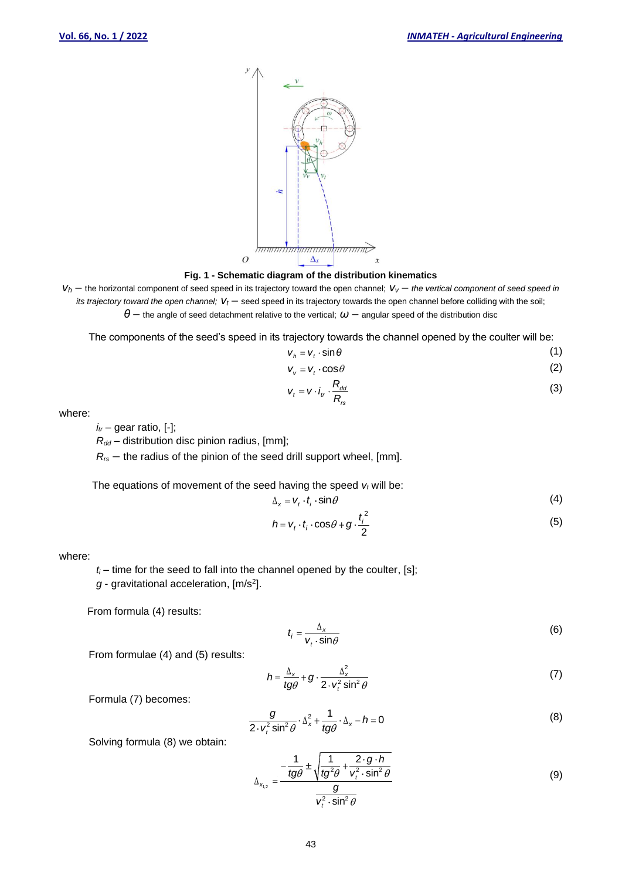**Fig. 1 - Schematic diagram of the distribution kinematics**

$v_h$ – the horizontal component of seed speed in its trajectory toward the open channel; $v_v$ – *the vertical component of seed speed in its trajectory toward the open channel;* $v_t$ – seed speed in its trajectory towards the open channel before colliding with the soil; $\theta$ – the angle of seed detachment relative to the vertical; $\omega$ – angular speed of the distribution disc

The components of the seed's speed in its trajectory towards the channel opened by the coulter will be:

$$v_h = v_t \cdot \sin\theta \tag{1}$$

$$v_v = v_t \cdot \cos\theta \tag{2}$$

$$v_t = v \cdot i_{tr} \cdot \frac{R_{dd}}{R_{rs}} \tag{3}$$

where:

$i_{tr}$ – gear ratio, [-];

$R_{dd}$ – distribution disc pinion radius, [mm];

$R_{rs}$ – the radius of the pinion of the seed drill support wheel, [mm].

The equations of movement of the seed having the speed $v_t$ will be:

$$\Delta_x = v_t \cdot t_i \cdot \sin\theta \tag{4}$$

$$h = v_t \cdot t_i \cdot \cos\theta + g \cdot \frac{t_i^2}{2} \tag{5}$$

where:

$t_i$ – time for the seed to fall into the channel opened by the coulter, [s];

$g$ - gravitational acceleration, [m/s$^2$].

From formula (4) results:

$$t_i = \frac{\Delta_x}{v_t \cdot \sin\theta} \tag{6}$$

From formulae (4) and (5) results:

$$h = \frac{\Delta_x}{tg\theta} + g \cdot \frac{\Delta_x^2}{2 \cdot v_t^2 \sin^2\theta} \tag{7}$$

Formula (7) becomes:

$$\frac{g}{2 \cdot v_t^2 \sin^2\theta} \cdot \Delta_x^2 + \frac{1}{tg\theta} \cdot \Delta_x - h = 0 \tag{8}$$

Solving formula (8) we obtain:

$$\Delta_{x_{1,2}} = \frac{-\dfrac{1}{tg\theta} \pm \sqrt{\dfrac{1}{tg^2\theta} + \dfrac{2 \cdot g \cdot h}{v_t^2 \cdot \sin^2\theta}}}{\dfrac{g}{v_t^2 \cdot \sin^2\theta}} \tag{9}$$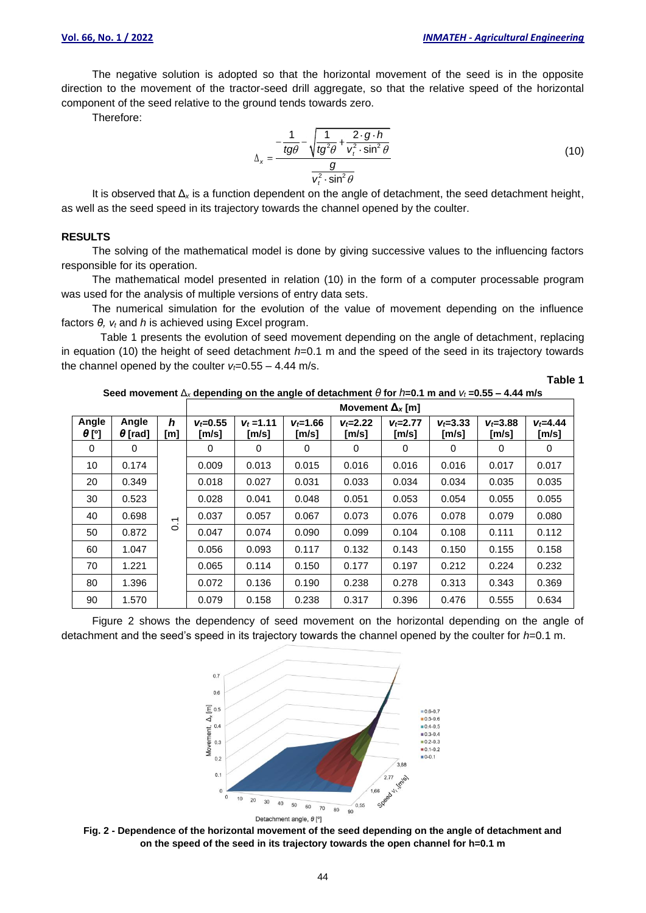The negative solution is adopted so that the horizontal movement of the seed is in the opposite direction to the movement of the tractor-seed drill aggregate, so that the relative speed of the horizontal component of the seed relative to the ground tends towards zero.

Therefore:

$$\Delta_x = \frac{-\dfrac{1}{tg\theta} - \sqrt{\dfrac{1}{tg^2\theta} + \dfrac{2 \cdot g \cdot h}{v_t^2 \cdot \sin^2\theta}}}{\dfrac{g}{v_t^2 \cdot \sin^2\theta}} \tag{10}$$

It is observed that $\Delta_x$ is a function dependent on the angle of detachment, the seed detachment height, as well as the seed speed in its trajectory towards the channel opened by the coulter.

## RESULTS

The solving of the mathematical model is done by giving successive values to the influencing factors responsible for its operation.

The mathematical model presented in relation (10) in the form of a computer processable program was used for the analysis of multiple versions of entry data sets.

The numerical simulation for the evolution of the value of movement depending on the influence factors $\theta$, $v_t$ and $h$ is achieved using Excel program.

Table 1 presents the evolution of seed movement depending on the angle of detachment, replacing in equation (10) the height of seed detachment $h$=0.1 m and the speed of the seed in its trajectory towards the channel opened by the coulter $v_t$=0.55 – 4.44 m/s.

**Table 1**

**Seed movement $\Delta_x$ depending on the angle of detachment $\theta$ for $h$=0.1 m and $v_t$ =0.55 – 4.44 m/s**

| Angle $\theta$ [º] | Angle $\theta$ [rad] | $h$ [m] | Movement $\Delta_x$ [m] | | | | | | | |
|---|---|---|---|---|---|---|---|---|---|---|
| | | | $v_t$=0.55 [m/s] | $v_t$ =1.11 [m/s] | $v_t$=1.66 [m/s] | $v_t$=2.22 [m/s] | $v_t$=2.77 [m/s] | $v_t$=3.33 [m/s] | $v_t$=3.88 [m/s] | $v_t$=4.44 [m/s] |
| 0 | 0 | 0.1 | 0 | 0 | 0 | 0 | 0 | 0 | 0 | 0 |
| 10 | 0.174 | | 0.009 | 0.013 | 0.015 | 0.016 | 0.016 | 0.016 | 0.017 | 0.017 |
| 20 | 0.349 | | 0.018 | 0.027 | 0.031 | 0.033 | 0.034 | 0.034 | 0.035 | 0.035 |
| 30 | 0.523 | | 0.028 | 0.041 | 0.048 | 0.051 | 0.053 | 0.054 | 0.055 | 0.055 |
| 40 | 0.698 | | 0.037 | 0.057 | 0.067 | 0.073 | 0.076 | 0.078 | 0.079 | 0.080 |
| 50 | 0.872 | | 0.047 | 0.074 | 0.090 | 0.099 | 0.104 | 0.108 | 0.111 | 0.112 |
| 60 | 1.047 | | 0.056 | 0.093 | 0.117 | 0.132 | 0.143 | 0.150 | 0.155 | 0.158 |
| 70 | 1.221 | | 0.065 | 0.114 | 0.150 | 0.177 | 0.197 | 0.212 | 0.224 | 0.232 |
| 80 | 1.396 | | 0.072 | 0.136 | 0.190 | 0.238 | 0.278 | 0.313 | 0.343 | 0.369 |
| 90 | 1.570 | | 0.079 | 0.158 | 0.238 | 0.317 | 0.396 | 0.476 | 0.555 | 0.634 |

Figure 2 shows the dependency of seed movement on the horizontal depending on the angle of detachment and the seed's speed in its trajectory towards the channel opened by the coulter for $h$=0.1 m.

**Fig. 2 - Dependence of the horizontal movement of the seed depending on the angle of detachment and on the speed of the seed in its trajectory towards the open channel for h=0.1 m**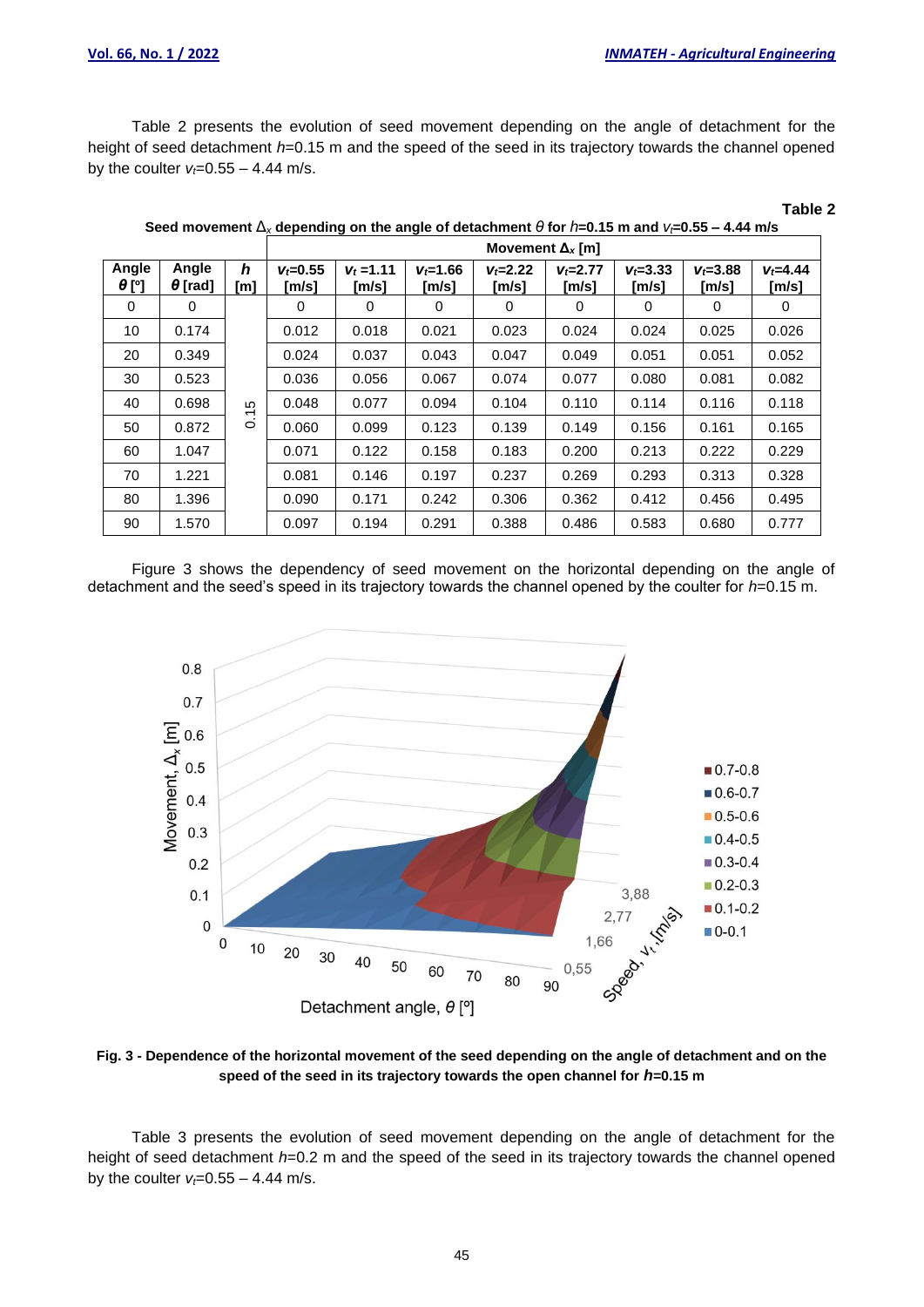Table 2 presents the evolution of seed movement depending on the angle of detachment for the height of seed detachment $h$=0.15 m and the speed of the seed in its trajectory towards the channel opened by the coulter $v_t$=0.55 – 4.44 m/s.

**Table 2**

**Seed movement $\Delta_x$ depending on the angle of detachment $\theta$ for $h$=0.15 m and $v_t$=0.55 – 4.44 m/s**

| Angle $\theta$ [º] | Angle $\theta$ [rad] | $h$ [m] | Movement $\Delta_x$ [m] | | | | | | | |
|---|---|---|---|---|---|---|---|---|---|---|
| | | | $v_t$=0.55 [m/s] | $v_t$ =1.11 [m/s] | $v_t$=1.66 [m/s] | $v_t$=2.22 [m/s] | $v_t$=2.77 [m/s] | $v_t$=3.33 [m/s] | $v_t$=3.88 [m/s] | $v_t$=4.44 [m/s] |
| 0 | 0 | 0.15 | 0 | 0 | 0 | 0 | 0 | 0 | 0 | 0 |
| 10 | 0.174 | | 0.012 | 0.018 | 0.021 | 0.023 | 0.024 | 0.024 | 0.025 | 0.026 |
| 20 | 0.349 | | 0.024 | 0.037 | 0.043 | 0.047 | 0.049 | 0.051 | 0.051 | 0.052 |
| 30 | 0.523 | | 0.036 | 0.056 | 0.067 | 0.074 | 0.077 | 0.080 | 0.081 | 0.082 |
| 40 | 0.698 | | 0.048 | 0.077 | 0.094 | 0.104 | 0.110 | 0.114 | 0.116 | 0.118 |
| 50 | 0.872 | | 0.060 | 0.099 | 0.123 | 0.139 | 0.149 | 0.156 | 0.161 | 0.165 |
| 60 | 1.047 | | 0.071 | 0.122 | 0.158 | 0.183 | 0.200 | 0.213 | 0.222 | 0.229 |
| 70 | 1.221 | | 0.081 | 0.146 | 0.197 | 0.237 | 0.269 | 0.293 | 0.313 | 0.328 |
| 80 | 1.396 | | 0.090 | 0.171 | 0.242 | 0.306 | 0.362 | 0.412 | 0.456 | 0.495 |
| 90 | 1.570 | | 0.097 | 0.194 | 0.291 | 0.388 | 0.486 | 0.583 | 0.680 | 0.777 |

Figure 3 shows the dependency of seed movement on the horizontal depending on the angle of detachment and the seed's speed in its trajectory towards the channel opened by the coulter for $h$=0.15 m.

**Fig. 3 - Dependence of the horizontal movement of the seed depending on the angle of detachment and on the speed of the seed in its trajectory towards the open channel for $h$=0.15 m**

Table 3 presents the evolution of seed movement depending on the angle of detachment for the height of seed detachment $h$=0.2 m and the speed of the seed in its trajectory towards the channel opened by the coulter $v_t$=0.55 – 4.44 m/s.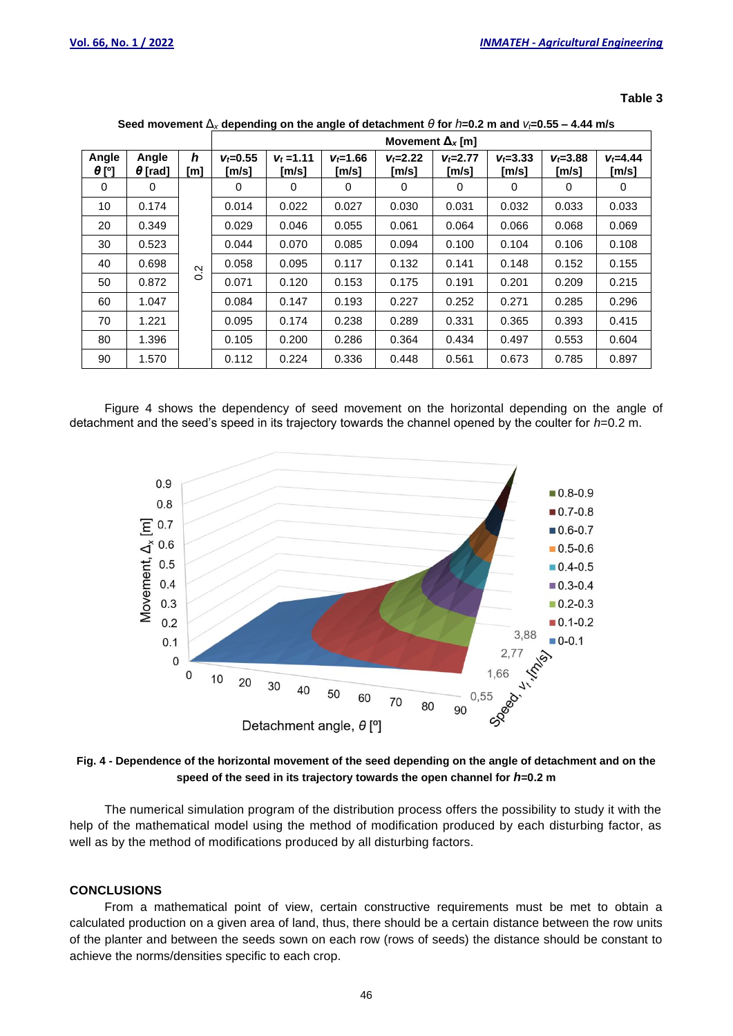**Table 3**

**Seed movement $\Delta_x$ depending on the angle of detachment $\theta$ for $h$=0.2 m and $v_t$=0.55 – 4.44 m/s**

| Angle $\theta$ [º] | Angle $\theta$ [rad] | $h$ [m] | Movement $\Delta_x$ [m] | | | | | | | |
|---|---|---|---|---|---|---|---|---|---|---|
| | | | $v_t$=0.55 [m/s] | $v_t$=1.11 [m/s] | $v_t$=1.66 [m/s] | $v_t$=2.22 [m/s] | $v_t$=2.77 [m/s] | $v_t$=3.33 [m/s] | $v_t$=3.88 [m/s] | $v_t$=4.44 [m/s] |
| 0 | 0 | 0.2 | 0 | 0 | 0 | 0 | 0 | 0 | 0 | 0 |
| 10 | 0.174 | | 0.014 | 0.022 | 0.027 | 0.030 | 0.031 | 0.032 | 0.033 | 0.033 |
| 20 | 0.349 | | 0.029 | 0.046 | 0.055 | 0.061 | 0.064 | 0.066 | 0.068 | 0.069 |
| 30 | 0.523 | | 0.044 | 0.070 | 0.085 | 0.094 | 0.100 | 0.104 | 0.106 | 0.108 |
| 40 | 0.698 | | 0.058 | 0.095 | 0.117 | 0.132 | 0.141 | 0.148 | 0.152 | 0.155 |
| 50 | 0.872 | | 0.071 | 0.120 | 0.153 | 0.175 | 0.191 | 0.201 | 0.209 | 0.215 |
| 60 | 1.047 | | 0.084 | 0.147 | 0.193 | 0.227 | 0.252 | 0.271 | 0.285 | 0.296 |
| 70 | 1.221 | | 0.095 | 0.174 | 0.238 | 0.289 | 0.331 | 0.365 | 0.393 | 0.415 |
| 80 | 1.396 | | 0.105 | 0.200 | 0.286 | 0.364 | 0.434 | 0.497 | 0.553 | 0.604 |
| 90 | 1.570 | | 0.112 | 0.224 | 0.336 | 0.448 | 0.561 | 0.673 | 0.785 | 0.897 |

Figure 4 shows the dependency of seed movement on the horizontal depending on the angle of detachment and the seed's speed in its trajectory towards the channel opened by the coulter for $h$=0.2 m.

**Fig. 4 - Dependence of the horizontal movement of the seed depending on the angle of detachment and on the speed of the seed in its trajectory towards the open channel for $h$=0.2 m**

The numerical simulation program of the distribution process offers the possibility to study it with the help of the mathematical model using the method of modification produced by each disturbing factor, as well as by the method of modifications produced by all disturbing factors.

## CONCLUSIONS

From a mathematical point of view, certain constructive requirements must be met to obtain a calculated production on a given area of land, thus, there should be a certain distance between the row units of the planter and between the seeds sown on each row (rows of seeds) the distance should be constant to achieve the norms/densities specific to each crop.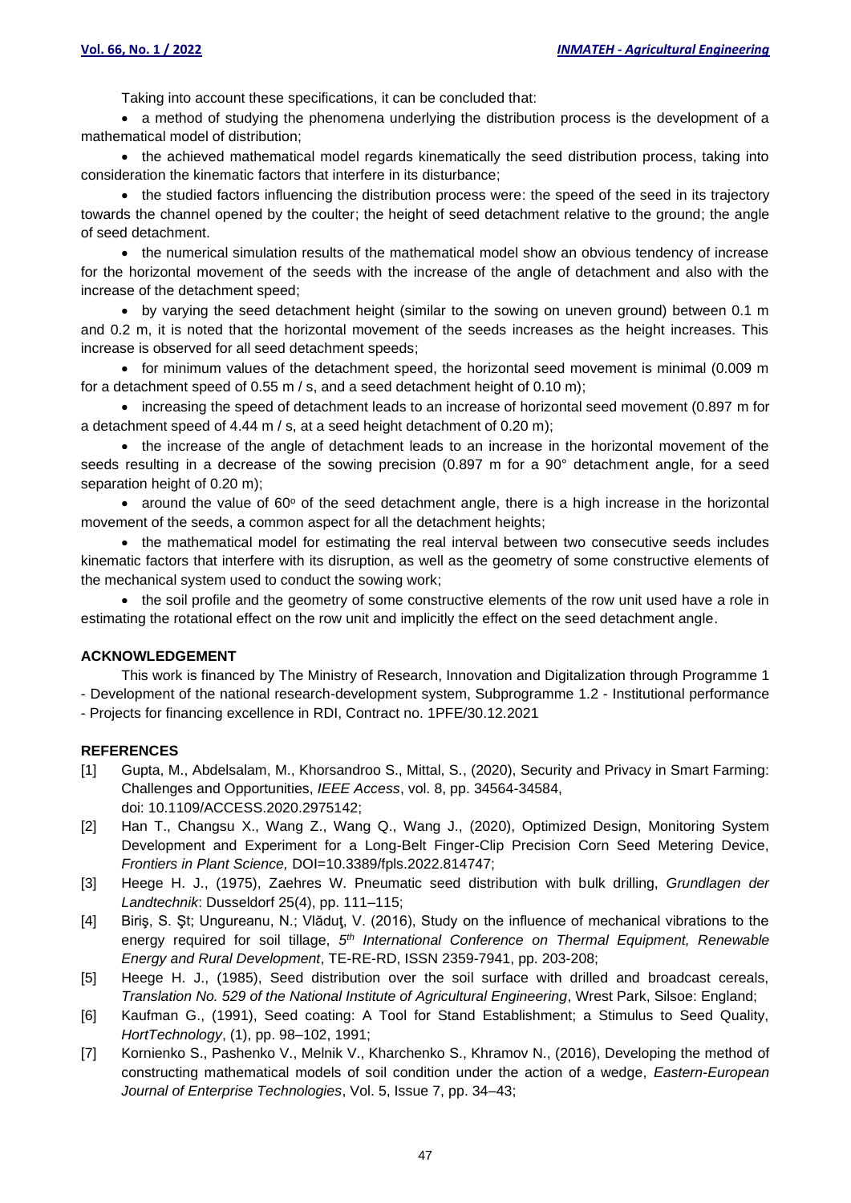Taking into account these specifications, it can be concluded that:

- a method of studying the phenomena underlying the distribution process is the development of a mathematical model of distribution;
- the achieved mathematical model regards kinematically the seed distribution process, taking into consideration the kinematic factors that interfere in its disturbance;
- the studied factors influencing the distribution process were: the speed of the seed in its trajectory towards the channel opened by the coulter; the height of seed detachment relative to the ground; the angle of seed detachment.
- the numerical simulation results of the mathematical model show an obvious tendency of increase for the horizontal movement of the seeds with the increase of the angle of detachment and also with the increase of the detachment speed;
- by varying the seed detachment height (similar to the sowing on uneven ground) between 0.1 m and 0.2 m, it is noted that the horizontal movement of the seeds increases as the height increases. This increase is observed for all seed detachment speeds;
- for minimum values of the detachment speed, the horizontal seed movement is minimal (0.009 m for a detachment speed of 0.55 m / s, and a seed detachment height of 0.10 m);
- increasing the speed of detachment leads to an increase of horizontal seed movement (0.897 m for a detachment speed of 4.44 m / s, at a seed height detachment of 0.20 m);
- the increase of the angle of detachment leads to an increase in the horizontal movement of the seeds resulting in a decrease of the sowing precision (0.897 m for a 90° detachment angle, for a seed separation height of 0.20 m);
- around the value of 60° of the seed detachment angle, there is a high increase in the horizontal movement of the seeds, a common aspect for all the detachment heights;
- the mathematical model for estimating the real interval between two consecutive seeds includes kinematic factors that interfere with its disruption, as well as the geometry of some constructive elements of the mechanical system used to conduct the sowing work;
- the soil profile and the geometry of some constructive elements of the row unit used have a role in estimating the rotational effect on the row unit and implicitly the effect on the seed detachment angle.

## ACKNOWLEDGEMENT

This work is financed by The Ministry of Research, Innovation and Digitalization through Programme 1 - Development of the national research-development system, Subprogramme 1.2 - Institutional performance - Projects for financing excellence in RDI, Contract no. 1PFE/30.12.2021

## REFERENCES

[1] Gupta, M., Abdelsalam, M., Khorsandroo S., Mittal, S., (2020), Security and Privacy in Smart Farming: Challenges and Opportunities, *IEEE Access*, vol. 8, pp. 34564-34584, doi: 10.1109/ACCESS.2020.2975142;

[2] Han T., Changsu X., Wang Z., Wang Q., Wang J., (2020), Optimized Design, Monitoring System Development and Experiment for a Long-Belt Finger-Clip Precision Corn Seed Metering Device, *Frontiers in Plant Science,* DOI=10.3389/fpls.2022.814747;

[3] Heege H. J., (1975), Zaehres W. Pneumatic seed distribution with bulk drilling, *Grundlagen der Landtechnik*: Dusseldorf 25(4), pp. 111–115;

[4] Biriş, S. Şt; Ungureanu, N.; Vlăduţ, V. (2016), Study on the influence of mechanical vibrations to the energy required for soil tillage, *5th International Conference on Thermal Equipment, Renewable Energy and Rural Development*, TE-RE-RD, ISSN 2359-7941, pp. 203-208;

[5] Heege H. J., (1985), Seed distribution over the soil surface with drilled and broadcast cereals, *Translation No. 529 of the National Institute of Agricultural Engineering*, Wrest Park, Silsoe: England;

[6] Kaufman G., (1991), Seed coating: A Tool for Stand Establishment; a Stimulus to Seed Quality, *HortTechnology*, (1), pp. 98–102, 1991;

[7] Kornienko S., Pashenko V., Melnik V., Kharchenko S., Khramov N., (2016), Developing the method of constructing mathematical models of soil condition under the action of a wedge, *Eastern-European Journal of Enterprise Technologies*, Vol. 5, Issue 7, pp. 34–43;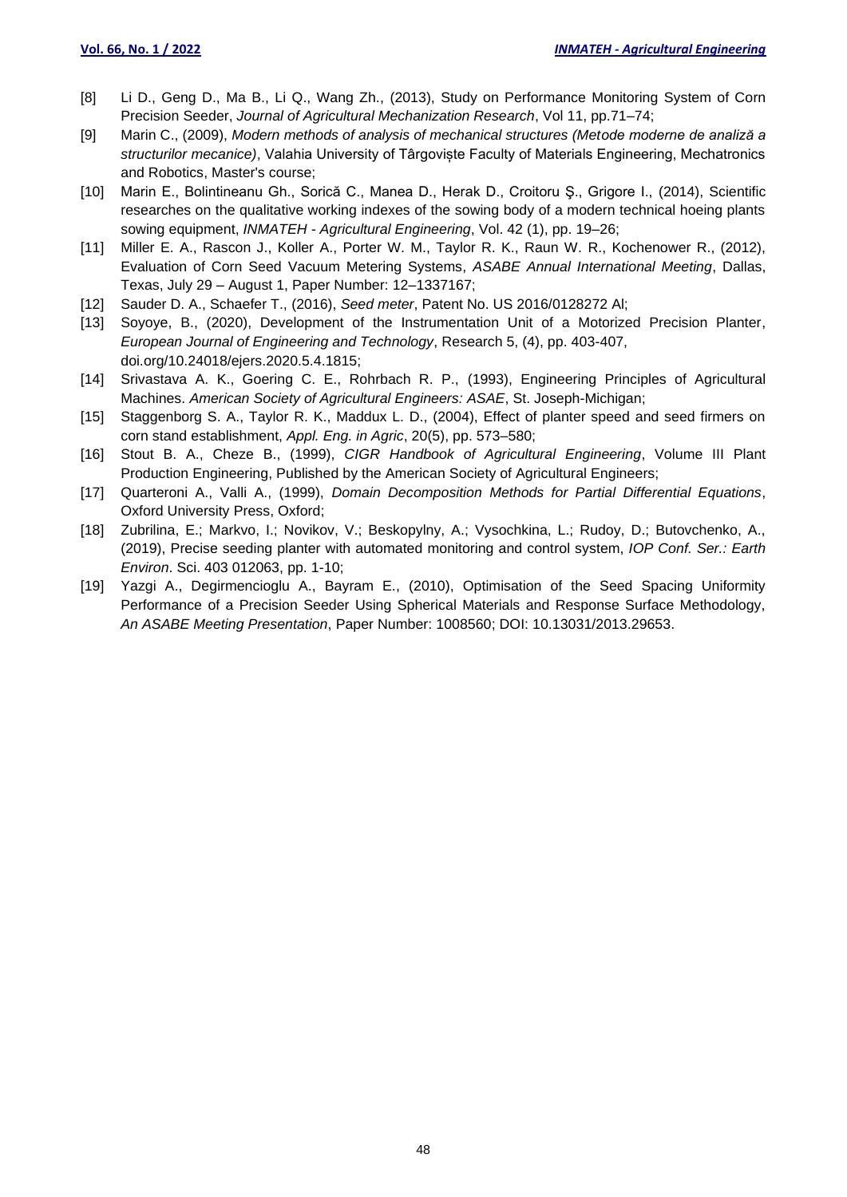[8] Li D., Geng D., Ma B., Li Q., Wang Zh., (2013), Study on Performance Monitoring System of Corn Precision Seeder, *Journal of Agricultural Mechanization Research*, Vol 11, pp.71–74;

[9] Marin C., (2009), *Modern methods of analysis of mechanical structures (Metode moderne de analiză a structurilor mecanice)*, Valahia University of Târgoviște Faculty of Materials Engineering, Mechatronics and Robotics, Master's course;

[10] Marin E., Bolintineanu Gh., Sorică C., Manea D., Herak D., Croitoru Ş., Grigore I., (2014), Scientific researches on the qualitative working indexes of the sowing body of a modern technical hoeing plants sowing equipment, *INMATEH - Agricultural Engineering*, Vol. 42 (1), pp. 19–26;

[11] Miller E. A., Rascon J., Koller A., Porter W. M., Taylor R. K., Raun W. R., Kochenower R., (2012), Evaluation of Corn Seed Vacuum Metering Systems, *ASABE Annual International Meeting*, Dallas, Texas, July 29 – August 1, Paper Number: 12–1337167;

[12] Sauder D. A., Schaefer T., (2016), *Seed meter*, Patent No. US 2016/0128272 Al;

[13] Soyoye, B., (2020), Development of the Instrumentation Unit of a Motorized Precision Planter, *European Journal of Engineering and Technology*, Research 5, (4), pp. 403-407, doi.org/10.24018/ejers.2020.5.4.1815;

[14] Srivastava A. K., Goering C. E., Rohrbach R. P., (1993), Engineering Principles of Agricultural Machines. *American Society of Agricultural Engineers: ASAE*, St. Joseph-Michigan;

[15] Staggenborg S. A., Taylor R. K., Maddux L. D., (2004), Effect of planter speed and seed firmers on corn stand establishment, *Appl. Eng. in Agric*, 20(5), pp. 573–580;

[16] Stout B. A., Cheze B., (1999), *CIGR Handbook of Agricultural Engineering*, Volume III Plant Production Engineering, Published by the American Society of Agricultural Engineers;

[17] Quarteroni A., Valli A., (1999), *Domain Decomposition Methods for Partial Differential Equations*, Oxford University Press, Oxford;

[18] Zubrilina, E.; Markvo, I.; Novikov, V.; Beskopylny, A.; Vysochkina, L.; Rudoy, D.; Butovchenko, A., (2019), Precise seeding planter with automated monitoring and control system, *IOP Conf. Ser.: Earth Environ*. Sci. 403 012063, pp. 1-10;

[19] Yazgi A., Degirmencioglu A., Bayram E., (2010), Optimisation of the Seed Spacing Uniformity Performance of a Precision Seeder Using Spherical Materials and Response Surface Methodology, *An ASABE Meeting Presentation*, Paper Number: 1008560; DOI: 10.13031/2013.29653.